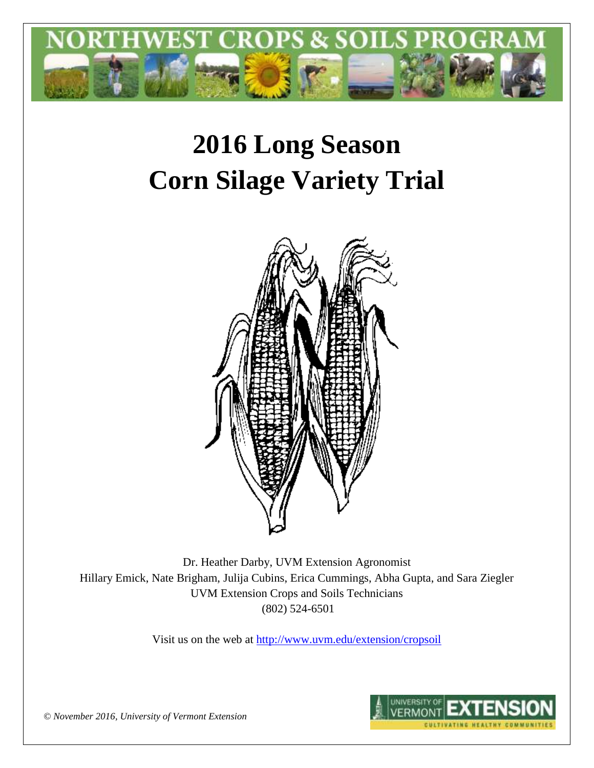NORTHWEST CROPS & SOILS PROGRAM

# 2016 Long Season Corn Silage Variety Trial

Dr. Heather Darby, UVM Extension Agronomist
Hillary Emick, Nate Brigham, Julija Cubins, Erica Cummings, Abha Gupta, and Sara Ziegler
UVM Extension Crops and Soils Technicians
(802) 524-6501

Visit us on the web at http://www.uvm.edu/extension/cropsoil

*© November 2016, University of Vermont Extension*

UNIVERSITY OF VERMONT EXTENSION
CULTIVATING HEALTHY COMMUNITIES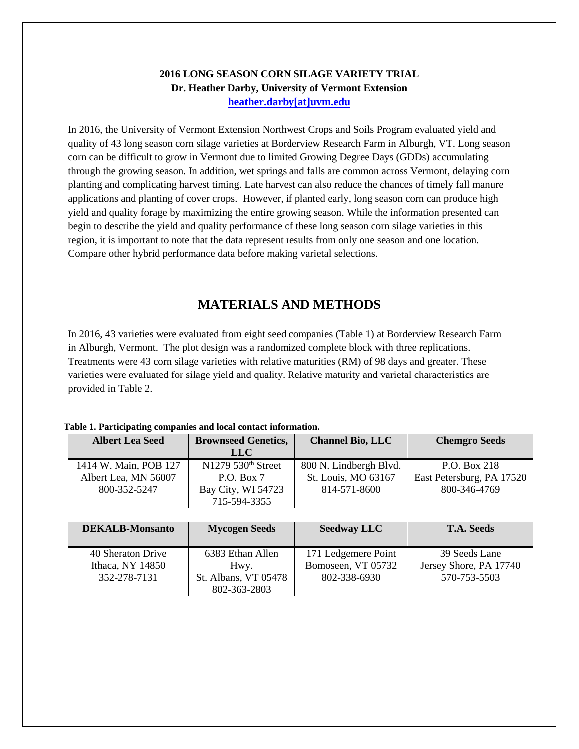**2016 LONG SEASON CORN SILAGE VARIETY TRIAL**
**Dr. Heather Darby, University of Vermont Extension**
**heather.darby[at]uvm.edu**

In 2016, the University of Vermont Extension Northwest Crops and Soils Program evaluated yield and quality of 43 long season corn silage varieties at Borderview Research Farm in Alburgh, VT. Long season corn can be difficult to grow in Vermont due to limited Growing Degree Days (GDDs) accumulating through the growing season. In addition, wet springs and falls are common across Vermont, delaying corn planting and complicating harvest timing. Late harvest can also reduce the chances of timely fall manure applications and planting of cover crops. However, if planted early, long season corn can produce high yield and quality forage by maximizing the entire growing season. While the information presented can begin to describe the yield and quality performance of these long season corn silage varieties in this region, it is important to note that the data represent results from only one season and one location. Compare other hybrid performance data before making varietal selections.

# MATERIALS AND METHODS

In 2016, 43 varieties were evaluated from eight seed companies (Table 1) at Borderview Research Farm in Alburgh, Vermont. The plot design was a randomized complete block with three replications. Treatments were 43 corn silage varieties with relative maturities (RM) of 98 days and greater. These varieties were evaluated for silage yield and quality. Relative maturity and varietal characteristics are provided in Table 2.

**Table 1. Participating companies and local contact information.**

| Albert Lea Seed | Brownseed Genetics, LLC | Channel Bio, LLC | Chemgro Seeds |
|---|---|---|---|
| 1414 W. Main, POB 127<br>Albert Lea, MN 56007<br>800-352-5247 | N1279 530th Street<br>P.O. Box 7<br>Bay City, WI 54723<br>715-594-3355 | 800 N. Lindbergh Blvd.<br>St. Louis, MO 63167<br>814-571-8600 | P.O. Box 218<br>East Petersburg, PA 17520<br>800-346-4769 |

| DEKALB-Monsanto | Mycogen Seeds | Seedway LLC | T.A. Seeds |
|---|---|---|---|
| 40 Sheraton Drive<br>Ithaca, NY 14850<br>352-278-7131 | 6383 Ethan Allen Hwy.<br>St. Albans, VT 05478<br>802-363-2803 | 171 Ledgemere Point<br>Bomoseen, VT 05732<br>802-338-6930 | 39 Seeds Lane<br>Jersey Shore, PA 17740<br>570-753-5503 |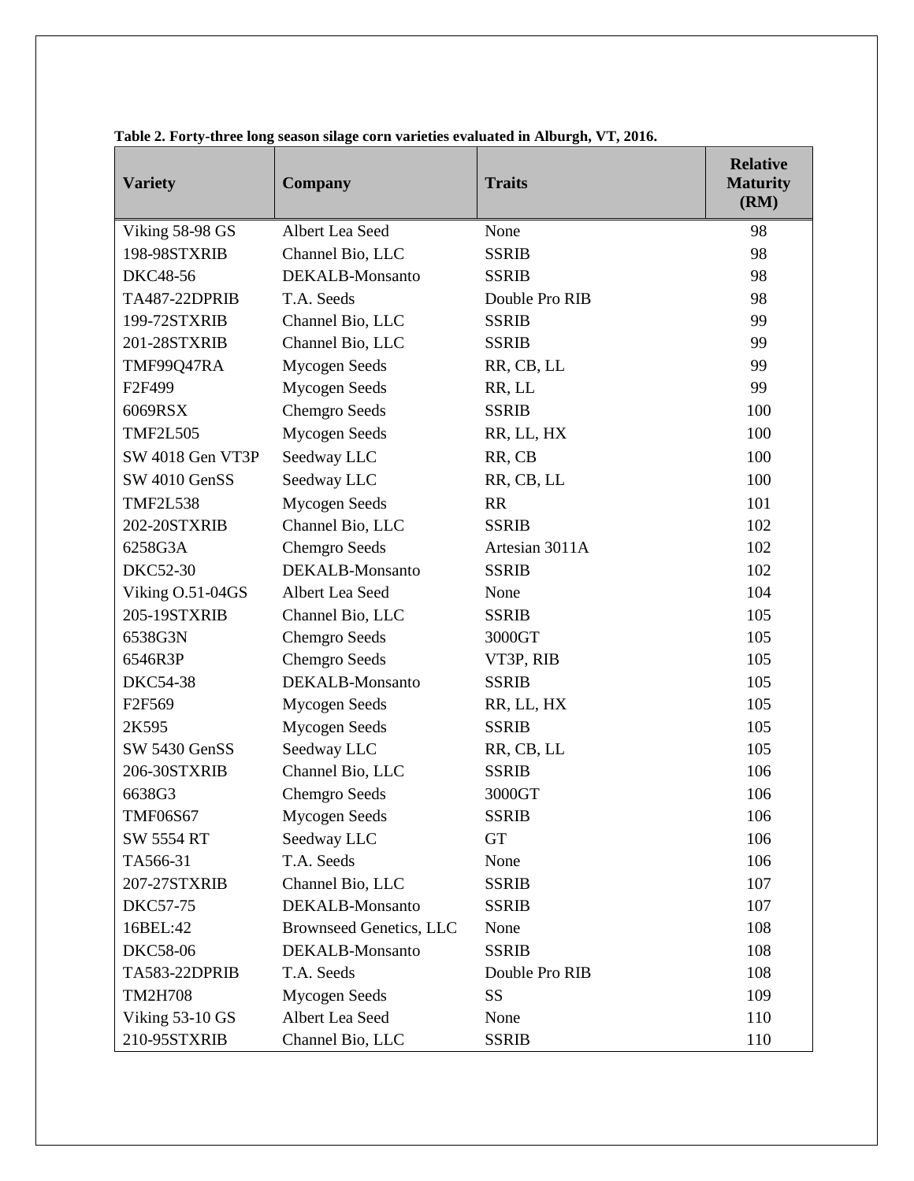**Table 2. Forty-three long season silage corn varieties evaluated in Alburgh, VT, 2016.**

| Variety | Company | Traits | Relative Maturity (RM) |
|---|---|---|---|
| Viking 58-98 GS | Albert Lea Seed | None | 98 |
| 198-98STXRIB | Channel Bio, LLC | SSRIB | 98 |
| DKC48-56 | DEKALB-Monsanto | SSRIB | 98 |
| TA487-22DPRIB | T.A. Seeds | Double Pro RIB | 98 |
| 199-72STXRIB | Channel Bio, LLC | SSRIB | 99 |
| 201-28STXRIB | Channel Bio, LLC | SSRIB | 99 |
| TMF99Q47RA | Mycogen Seeds | RR, CB, LL | 99 |
| F2F499 | Mycogen Seeds | RR, LL | 99 |
| 6069RSX | Chemgro Seeds | SSRIB | 100 |
| TMF2L505 | Mycogen Seeds | RR, LL, HX | 100 |
| SW 4018 Gen VT3P | Seedway LLC | RR, CB | 100 |
| SW 4010 GenSS | Seedway LLC | RR, CB, LL | 100 |
| TMF2L538 | Mycogen Seeds | RR | 101 |
| 202-20STXRIB | Channel Bio, LLC | SSRIB | 102 |
| 6258G3A | Chemgro Seeds | Artesian 3011A | 102 |
| DKC52-30 | DEKALB-Monsanto | SSRIB | 102 |
| Viking O.51-04GS | Albert Lea Seed | None | 104 |
| 205-19STXRIB | Channel Bio, LLC | SSRIB | 105 |
| 6538G3N | Chemgro Seeds | 3000GT | 105 |
| 6546R3P | Chemgro Seeds | VT3P, RIB | 105 |
| DKC54-38 | DEKALB-Monsanto | SSRIB | 105 |
| F2F569 | Mycogen Seeds | RR, LL, HX | 105 |
| 2K595 | Mycogen Seeds | SSRIB | 105 |
| SW 5430 GenSS | Seedway LLC | RR, CB, LL | 105 |
| 206-30STXRIB | Channel Bio, LLC | SSRIB | 106 |
| 6638G3 | Chemgro Seeds | 3000GT | 106 |
| TMF06S67 | Mycogen Seeds | SSRIB | 106 |
| SW 5554 RT | Seedway LLC | GT | 106 |
| TA566-31 | T.A. Seeds | None | 106 |
| 207-27STXRIB | Channel Bio, LLC | SSRIB | 107 |
| DKC57-75 | DEKALB-Monsanto | SSRIB | 107 |
| 16BEL:42 | Brownseed Genetics, LLC | None | 108 |
| DKC58-06 | DEKALB-Monsanto | SSRIB | 108 |
| TA583-22DPRIB | T.A. Seeds | Double Pro RIB | 108 |
| TM2H708 | Mycogen Seeds | SS | 109 |
| Viking 53-10 GS | Albert Lea Seed | None | 110 |
| 210-95STXRIB | Channel Bio, LLC | SSRIB | 110 |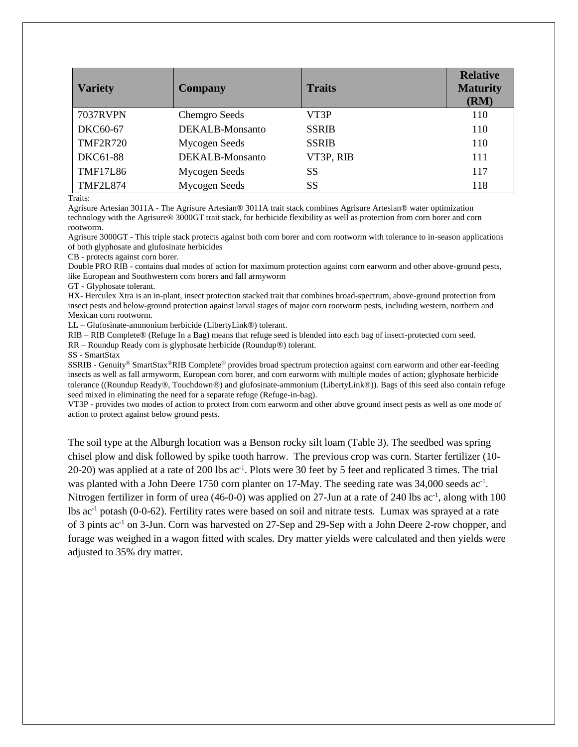| Variety | Company | Traits | Relative Maturity (RM) |
|---|---|---|---|
| 7037RVPN | Chemgro Seeds | VT3P | 110 |
| DKC60-67 | DEKALB-Monsanto | SSRIB | 110 |
| TMF2R720 | Mycogen Seeds | SSRIB | 110 |
| DKC61-88 | DEKALB-Monsanto | VT3P, RIB | 111 |
| TMF17L86 | Mycogen Seeds | SS | 117 |
| TMF2L874 | Mycogen Seeds | SS | 118 |

Traits:

Agrisure Artesian 3011A - The Agrisure Artesian® 3011A trait stack combines Agrisure Artesian® water optimization technology with the Agrisure® 3000GT trait stack, for herbicide flexibility as well as protection from corn borer and corn rootworm.

Agrisure 3000GT - This triple stack protects against both corn borer and corn rootworm with tolerance to in-season applications of both glyphosate and glufosinate herbicides

CB - protects against corn borer.

Double PRO RIB - contains dual modes of action for maximum protection against corn earworm and other above-ground pests, like European and Southwestern corn borers and fall armyworm

GT - Glyphosate tolerant.

HX- Herculex Xtra is an in-plant, insect protection stacked trait that combines broad-spectrum, above-ground protection from insect pests and below-ground protection against larval stages of major corn rootworm pests, including western, northern and Mexican corn rootworm.

LL – Glufosinate-ammonium herbicide (LibertyLink®) tolerant.

RIB – RIB Complete® (Refuge In a Bag) means that refuge seed is blended into each bag of insect-protected corn seed.

RR – Roundup Ready corn is glyphosate herbicide (Roundup®) tolerant.

SS - SmartStax

SSRIB - Genuity® SmartStax®RIB Complete® provides broad spectrum protection against corn earworm and other ear-feeding insects as well as fall armyworm, European corn borer, and corn earworm with multiple modes of action; glyphosate herbicide tolerance ((Roundup Ready®, Touchdown®) and glufosinate-ammonium (LibertyLink®)). Bags of this seed also contain refuge seed mixed in eliminating the need for a separate refuge (Refuge-in-bag).

VT3P - provides two modes of action to protect from corn earworm and other above ground insect pests as well as one mode of action to protect against below ground pests.

The soil type at the Alburgh location was a Benson rocky silt loam (Table 3). The seedbed was spring chisel plow and disk followed by spike tooth harrow. The previous crop was corn. Starter fertilizer (10-20-20) was applied at a rate of 200 lbs $ac^{-1}$. Plots were 30 feet by 5 feet and replicated 3 times. The trial was planted with a John Deere 1750 corn planter on 17-May. The seeding rate was 34,000 seeds $ac^{-1}$. Nitrogen fertilizer in form of urea (46-0-0) was applied on 27-Jun at a rate of 240 lbs $ac^{-1}$, along with 100 lbs $ac^{-1}$ potash (0-0-62). Fertility rates were based on soil and nitrate tests. Lumax was sprayed at a rate of 3 pints $ac^{-1}$ on 3-Jun. Corn was harvested on 27-Sep and 29-Sep with a John Deere 2-row chopper, and forage was weighed in a wagon fitted with scales. Dry matter yields were calculated and then yields were adjusted to 35% dry matter.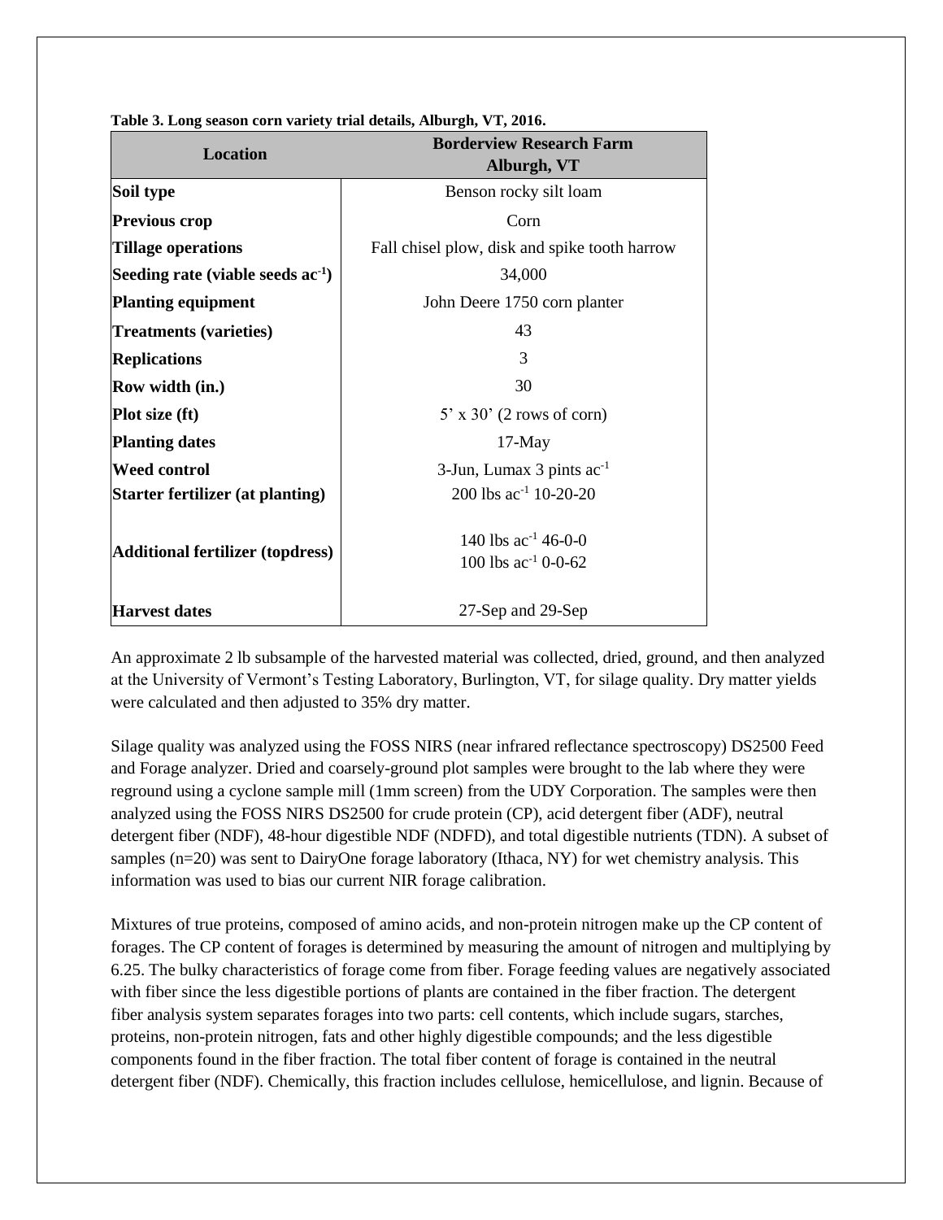**Table 3. Long season corn variety trial details, Alburgh, VT, 2016.**

| Location | Borderview Research Farm Alburgh, VT |
|---|---|
| **Soil type** | Benson rocky silt loam |
| **Previous crop** | Corn |
| **Tillage operations** | Fall chisel plow, disk and spike tooth harrow |
| **Seeding rate (viable seeds ac$^{-1}$)** | 34,000 |
| **Planting equipment** | John Deere 1750 corn planter |
| **Treatments (varieties)** | 43 |
| **Replications** | 3 |
| **Row width (in.)** | 30 |
| **Plot size (ft)** | 5' x 30' (2 rows of corn) |
| **Planting dates** | 17-May |
| **Weed control** | 3-Jun, Lumax 3 pints ac$^{-1}$ |
| **Starter fertilizer (at planting)** | 200 lbs ac$^{-1}$ 10-20-20 |
| **Additional fertilizer (topdress)** | 140 lbs ac$^{-1}$ 46-0-0<br>100 lbs ac$^{-1}$ 0-0-62 |
| **Harvest dates** | 27-Sep and 29-Sep |

An approximate 2 lb subsample of the harvested material was collected, dried, ground, and then analyzed at the University of Vermont's Testing Laboratory, Burlington, VT, for silage quality. Dry matter yields were calculated and then adjusted to 35% dry matter.

Silage quality was analyzed using the FOSS NIRS (near infrared reflectance spectroscopy) DS2500 Feed and Forage analyzer. Dried and coarsely-ground plot samples were brought to the lab where they were reground using a cyclone sample mill (1mm screen) from the UDY Corporation. The samples were then analyzed using the FOSS NIRS DS2500 for crude protein (CP), acid detergent fiber (ADF), neutral detergent fiber (NDF), 48-hour digestible NDF (NDFD), and total digestible nutrients (TDN). A subset of samples (n=20) was sent to DairyOne forage laboratory (Ithaca, NY) for wet chemistry analysis. This information was used to bias our current NIR forage calibration.

Mixtures of true proteins, composed of amino acids, and non-protein nitrogen make up the CP content of forages. The CP content of forages is determined by measuring the amount of nitrogen and multiplying by 6.25. The bulky characteristics of forage come from fiber. Forage feeding values are negatively associated with fiber since the less digestible portions of plants are contained in the fiber fraction. The detergent fiber analysis system separates forages into two parts: cell contents, which include sugars, starches, proteins, non-protein nitrogen, fats and other highly digestible compounds; and the less digestible components found in the fiber fraction. The total fiber content of forage is contained in the neutral detergent fiber (NDF). Chemically, this fraction includes cellulose, hemicellulose, and lignin. Because of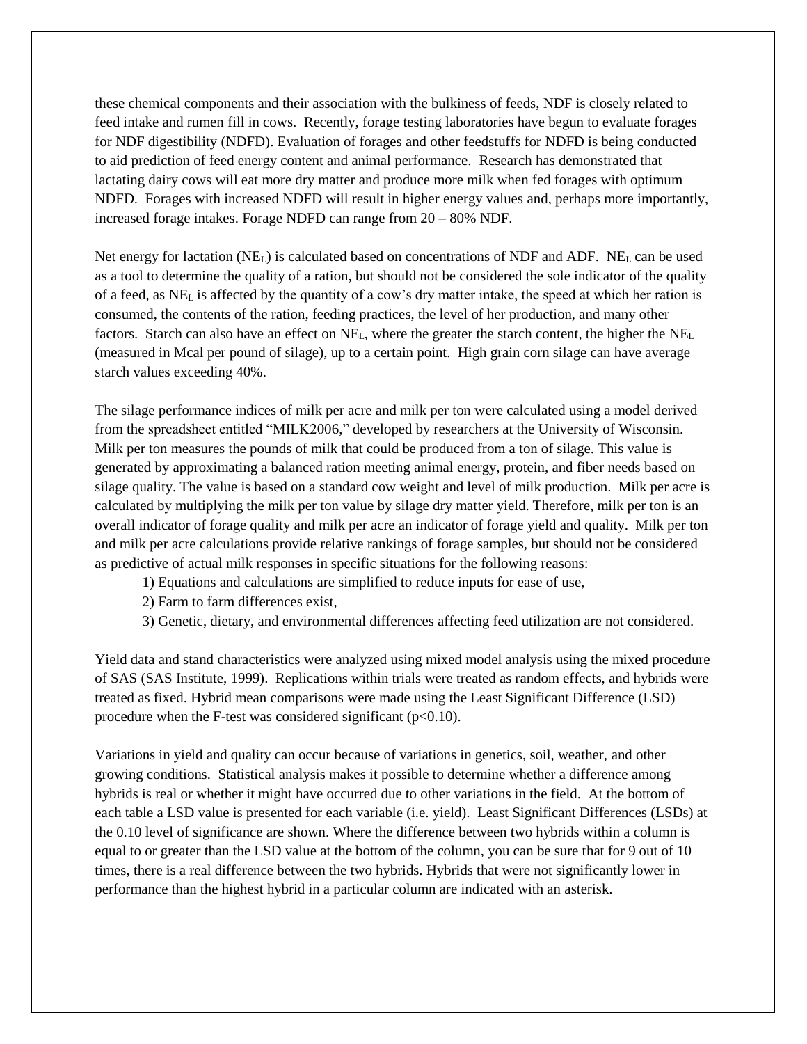these chemical components and their association with the bulkiness of feeds, NDF is closely related to feed intake and rumen fill in cows. Recently, forage testing laboratories have begun to evaluate forages for NDF digestibility (NDFD). Evaluation of forages and other feedstuffs for NDFD is being conducted to aid prediction of feed energy content and animal performance. Research has demonstrated that lactating dairy cows will eat more dry matter and produce more milk when fed forages with optimum NDFD. Forages with increased NDFD will result in higher energy values and, perhaps more importantly, increased forage intakes. Forage NDFD can range from 20 – 80% NDF.

Net energy for lactation ($NE_L$) is calculated based on concentrations of NDF and ADF. $NE_L$ can be used as a tool to determine the quality of a ration, but should not be considered the sole indicator of the quality of a feed, as $NE_L$ is affected by the quantity of a cow's dry matter intake, the speed at which her ration is consumed, the contents of the ration, feeding practices, the level of her production, and many other factors. Starch can also have an effect on $NE_L$, where the greater the starch content, the higher the $NE_L$ (measured in Mcal per pound of silage), up to a certain point. High grain corn silage can have average starch values exceeding 40%.

The silage performance indices of milk per acre and milk per ton were calculated using a model derived from the spreadsheet entitled "MILK2006," developed by researchers at the University of Wisconsin. Milk per ton measures the pounds of milk that could be produced from a ton of silage. This value is generated by approximating a balanced ration meeting animal energy, protein, and fiber needs based on silage quality. The value is based on a standard cow weight and level of milk production. Milk per acre is calculated by multiplying the milk per ton value by silage dry matter yield. Therefore, milk per ton is an overall indicator of forage quality and milk per acre an indicator of forage yield and quality. Milk per ton and milk per acre calculations provide relative rankings of forage samples, but should not be considered as predictive of actual milk responses in specific situations for the following reasons:

1) Equations and calculations are simplified to reduce inputs for ease of use,
2) Farm to farm differences exist,
3) Genetic, dietary, and environmental differences affecting feed utilization are not considered.

Yield data and stand characteristics were analyzed using mixed model analysis using the mixed procedure of SAS (SAS Institute, 1999). Replications within trials were treated as random effects, and hybrids were treated as fixed. Hybrid mean comparisons were made using the Least Significant Difference (LSD) procedure when the F-test was considered significant ($p<0.10$).

Variations in yield and quality can occur because of variations in genetics, soil, weather, and other growing conditions. Statistical analysis makes it possible to determine whether a difference among hybrids is real or whether it might have occurred due to other variations in the field. At the bottom of each table a LSD value is presented for each variable (i.e. yield). Least Significant Differences (LSDs) at the 0.10 level of significance are shown. Where the difference between two hybrids within a column is equal to or greater than the LSD value at the bottom of the column, you can be sure that for 9 out of 10 times, there is a real difference between the two hybrids. Hybrids that were not significantly lower in performance than the highest hybrid in a particular column are indicated with an asterisk.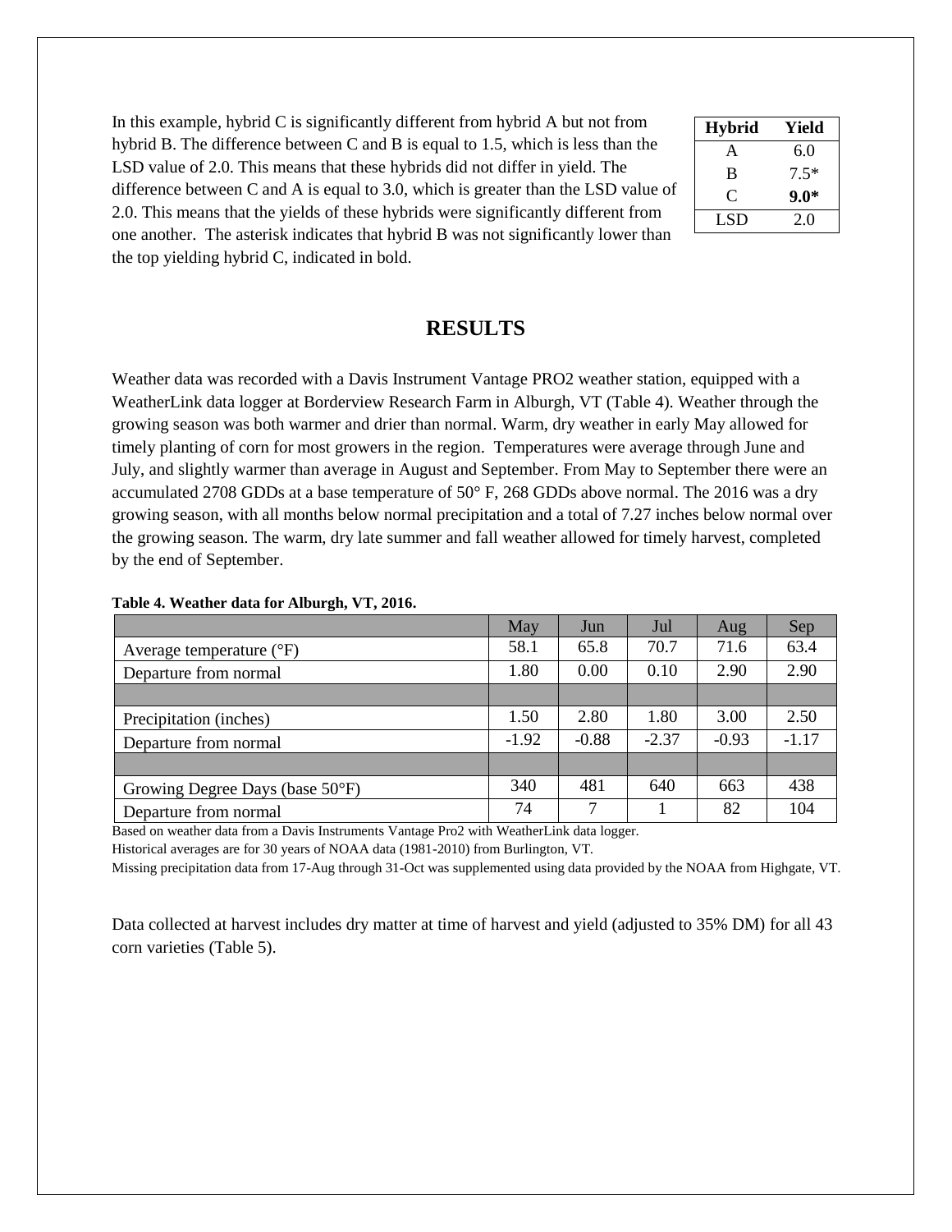In this example, hybrid C is significantly different from hybrid A but not from hybrid B. The difference between C and B is equal to 1.5, which is less than the LSD value of 2.0. This means that these hybrids did not differ in yield. The difference between C and A is equal to 3.0, which is greater than the LSD value of 2.0. This means that the yields of these hybrids were significantly different from one another. The asterisk indicates that hybrid B was not significantly lower than the top yielding hybrid C, indicated in bold.

| Hybrid | Yield |
|---|---|
| A | 6.0 |
| B | 7.5* |
| C | **9.0*** |
| LSD | 2.0 |

# RESULTS

Weather data was recorded with a Davis Instrument Vantage PRO2 weather station, equipped with a WeatherLink data logger at Borderview Research Farm in Alburgh, VT (Table 4). Weather through the growing season was both warmer and drier than normal. Warm, dry weather in early May allowed for timely planting of corn for most growers in the region. Temperatures were average through June and July, and slightly warmer than average in August and September. From May to September there were an accumulated 2708 GDDs at a base temperature of 50° F, 268 GDDs above normal. The 2016 was a dry growing season, with all months below normal precipitation and a total of 7.27 inches below normal over the growing season. The warm, dry late summer and fall weather allowed for timely harvest, completed by the end of September.

**Table 4. Weather data for Alburgh, VT, 2016.**

| | May | Jun | Jul | Aug | Sep |
|---|---|---|---|---|---|
| Average temperature (°F) | 58.1 | 65.8 | 70.7 | 71.6 | 63.4 |
| Departure from normal | 1.80 | 0.00 | 0.10 | 2.90 | 2.90 |
| | | | | | |
| Precipitation (inches) | 1.50 | 2.80 | 1.80 | 3.00 | 2.50 |
| Departure from normal | -1.92 | -0.88 | -2.37 | -0.93 | -1.17 |
| | | | | | |
| Growing Degree Days (base 50°F) | 340 | 481 | 640 | 663 | 438 |
| Departure from normal | 74 | 7 | 1 | 82 | 104 |

Based on weather data from a Davis Instruments Vantage Pro2 with WeatherLink data logger.
Historical averages are for 30 years of NOAA data (1981-2010) from Burlington, VT.
Missing precipitation data from 17-Aug through 31-Oct was supplemented using data provided by the NOAA from Highgate, VT.

Data collected at harvest includes dry matter at time of harvest and yield (adjusted to 35% DM) for all 43 corn varieties (Table 5).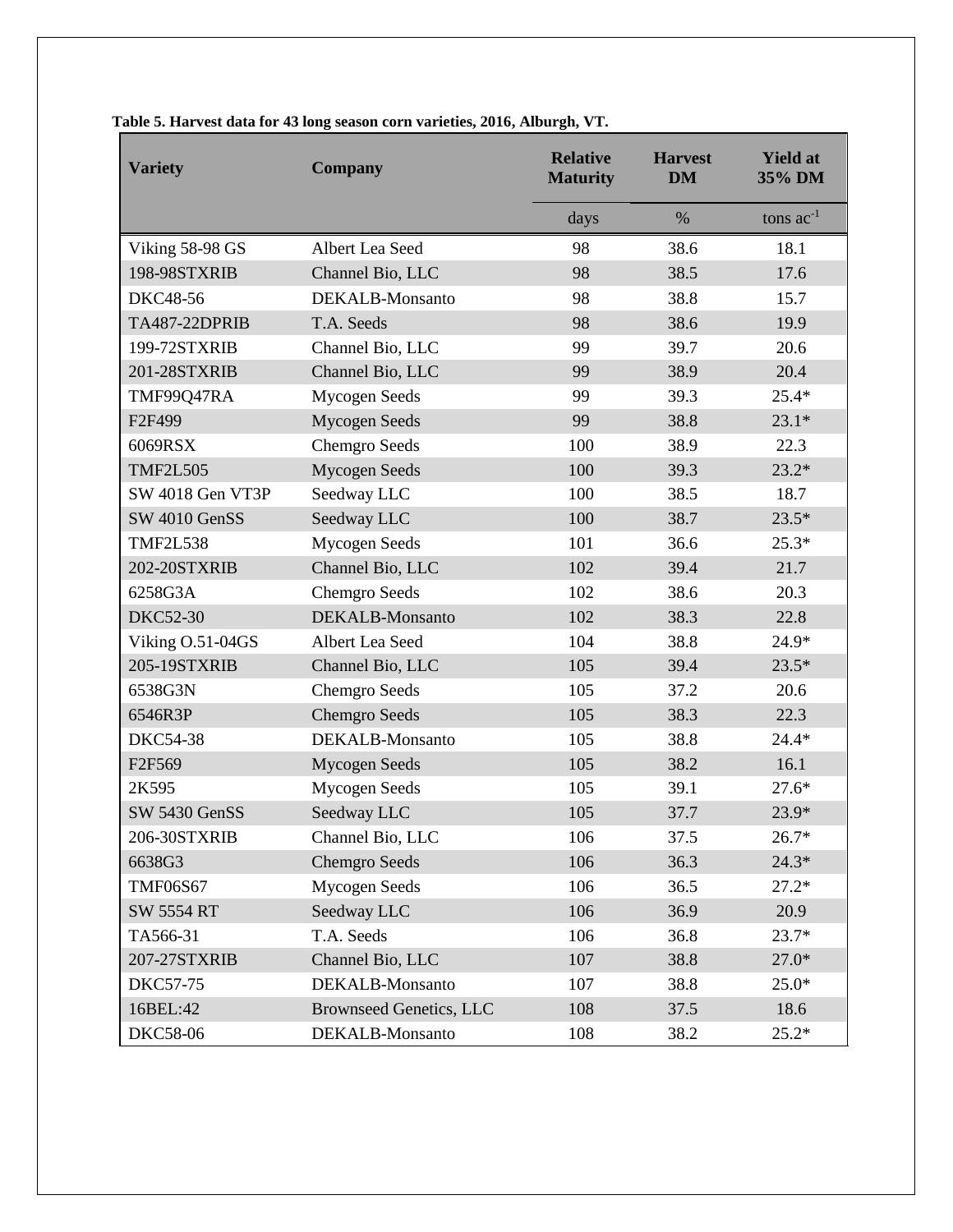**Table 5. Harvest data for 43 long season corn varieties, 2016, Alburgh, VT.**

| Variety | Company | Relative Maturity | Harvest DM | Yield at 35% DM |
|---|---|---|---|---|
| | | days | % | tons $ac^{-1}$ |
| Viking 58-98 GS | Albert Lea Seed | 98 | 38.6 | 18.1 |
| 198-98STXRIB | Channel Bio, LLC | 98 | 38.5 | 17.6 |
| DKC48-56 | DEKALB-Monsanto | 98 | 38.8 | 15.7 |
| TA487-22DPRIB | T.A. Seeds | 98 | 38.6 | 19.9 |
| 199-72STXRIB | Channel Bio, LLC | 99 | 39.7 | 20.6 |
| 201-28STXRIB | Channel Bio, LLC | 99 | 38.9 | 20.4 |
| TMF99Q47RA | Mycogen Seeds | 99 | 39.3 | 25.4* |
| F2F499 | Mycogen Seeds | 99 | 38.8 | 23.1* |
| 6069RSX | Chemgro Seeds | 100 | 38.9 | 22.3 |
| TMF2L505 | Mycogen Seeds | 100 | 39.3 | 23.2* |
| SW 4018 Gen VT3P | Seedway LLC | 100 | 38.5 | 18.7 |
| SW 4010 GenSS | Seedway LLC | 100 | 38.7 | 23.5* |
| TMF2L538 | Mycogen Seeds | 101 | 36.6 | 25.3* |
| 202-20STXRIB | Channel Bio, LLC | 102 | 39.4 | 21.7 |
| 6258G3A | Chemgro Seeds | 102 | 38.6 | 20.3 |
| DKC52-30 | DEKALB-Monsanto | 102 | 38.3 | 22.8 |
| Viking O.51-04GS | Albert Lea Seed | 104 | 38.8 | 24.9* |
| 205-19STXRIB | Channel Bio, LLC | 105 | 39.4 | 23.5* |
| 6538G3N | Chemgro Seeds | 105 | 37.2 | 20.6 |
| 6546R3P | Chemgro Seeds | 105 | 38.3 | 22.3 |
| DKC54-38 | DEKALB-Monsanto | 105 | 38.8 | 24.4* |
| F2F569 | Mycogen Seeds | 105 | 38.2 | 16.1 |
| 2K595 | Mycogen Seeds | 105 | 39.1 | 27.6* |
| SW 5430 GenSS | Seedway LLC | 105 | 37.7 | 23.9* |
| 206-30STXRIB | Channel Bio, LLC | 106 | 37.5 | 26.7* |
| 6638G3 | Chemgro Seeds | 106 | 36.3 | 24.3* |
| TMF06S67 | Mycogen Seeds | 106 | 36.5 | 27.2* |
| SW 5554 RT | Seedway LLC | 106 | 36.9 | 20.9 |
| TA566-31 | T.A. Seeds | 106 | 36.8 | 23.7* |
| 207-27STXRIB | Channel Bio, LLC | 107 | 38.8 | 27.0* |
| DKC57-75 | DEKALB-Monsanto | 107 | 38.8 | 25.0* |
| 16BEL:42 | Brownseed Genetics, LLC | 108 | 37.5 | 18.6 |
| DKC58-06 | DEKALB-Monsanto | 108 | 38.2 | 25.2* |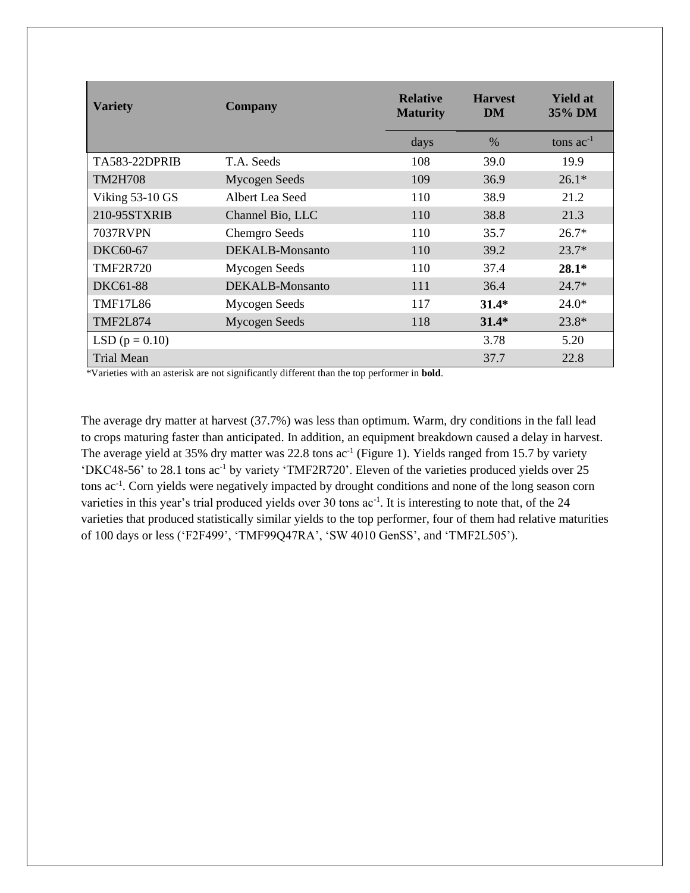| Variety | Company | Relative Maturity | Harvest DM | Yield at 35% DM |
|---|---|---|---|---|
| | | days | % | tons $ac^{-1}$ |
| TA583-22DPRIB | T.A. Seeds | 108 | 39.0 | 19.9 |
| TM2H708 | Mycogen Seeds | 109 | 36.9 | 26.1* |
| Viking 53-10 GS | Albert Lea Seed | 110 | 38.9 | 21.2 |
| 210-95STXRIB | Channel Bio, LLC | 110 | 38.8 | 21.3 |
| 7037RVPN | Chemgro Seeds | 110 | 35.7 | 26.7* |
| DKC60-67 | DEKALB-Monsanto | 110 | 39.2 | 23.7* |
| TMF2R720 | Mycogen Seeds | 110 | 37.4 | **28.1*** |
| DKC61-88 | DEKALB-Monsanto | 111 | 36.4 | 24.7* |
| TMF17L86 | Mycogen Seeds | 117 | **31.4*** | 24.0* |
| TMF2L874 | Mycogen Seeds | 118 | **31.4*** | 23.8* |
| LSD (p = 0.10) | | | 3.78 | 5.20 |
| Trial Mean | | | 37.7 | 22.8 |

*Varieties with an asterisk are not significantly different than the top performer in **bold**.

The average dry matter at harvest (37.7%) was less than optimum. Warm, dry conditions in the fall lead to crops maturing faster than anticipated. In addition, an equipment breakdown caused a delay in harvest. The average yield at 35% dry matter was 22.8 tons $ac^{-1}$ (Figure 1). Yields ranged from 15.7 by variety 'DKC48-56' to 28.1 tons $ac^{-1}$ by variety 'TMF2R720'. Eleven of the varieties produced yields over 25 tons $ac^{-1}$. Corn yields were negatively impacted by drought conditions and none of the long season corn varieties in this year's trial produced yields over 30 tons $ac^{-1}$. It is interesting to note that, of the 24 varieties that produced statistically similar yields to the top performer, four of them had relative maturities of 100 days or less ('F2F499', 'TMF99Q47RA', 'SW 4010 GenSS', and 'TMF2L505').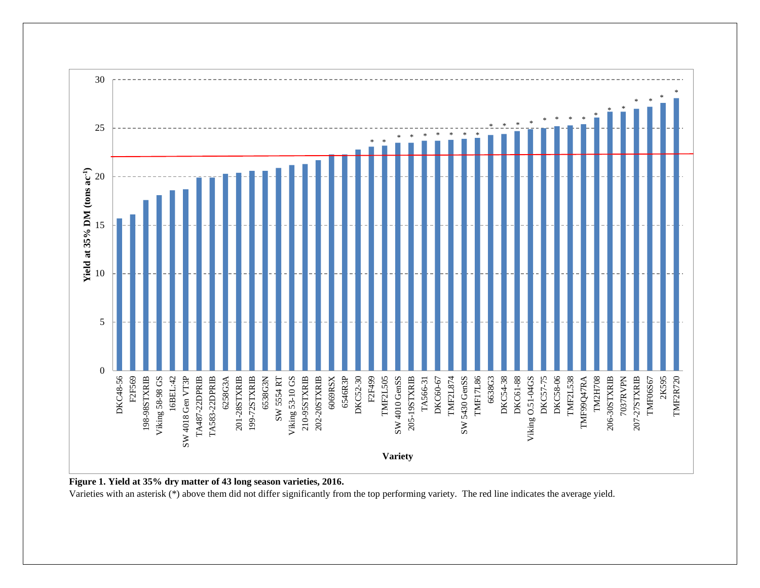**Figure 1. Yield at 35% dry matter of 43 long season varieties, 2016.**

Varieties with an asterisk (*) above them did not differ significantly from the top performing variety. The red line indicates the average yield.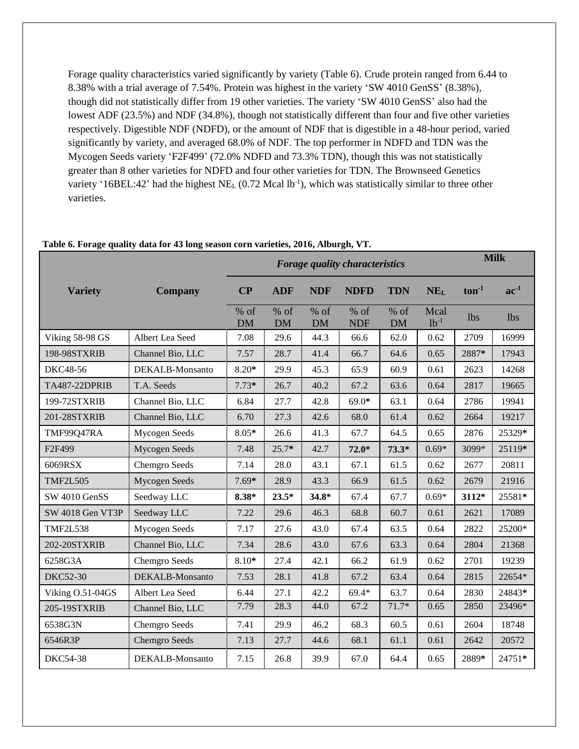Forage quality characteristics varied significantly by variety (Table 6). Crude protein ranged from 6.44 to 8.38% with a trial average of 7.54%. Protein was highest in the variety 'SW 4010 GenSS' (8.38%), though did not statistically differ from 19 other varieties. The variety 'SW 4010 GenSS' also had the lowest ADF (23.5%) and NDF (34.8%), though not statistically different than four and five other varieties respectively. Digestible NDF (NDFD), or the amount of NDF that is digestible in a 48-hour period, varied significantly by variety, and averaged 68.0% of NDF. The top performer in NDFD and TDN was the Mycogen Seeds variety 'F2F499' (72.0% NDFD and 73.3% TDN), though this was not statistically greater than 8 other varieties for NDFD and four other varieties for TDN. The Brownseed Genetics variety '16BEL:42' had the highest $NE_L$ (0.72 Mcal $lb^{-1}$), which was statistically similar to three other varieties.

**Table 6. Forage quality data for 43 long season corn varieties, 2016, Alburgh, VT.**

| Variety | Company | *Forage quality characteristics* | | | | | | **Milk** | |
|---|---|---|---|---|---|---|---|---|---|
| | | **CP** | **ADF** | **NDF** | **NDFD** | **TDN** | **$NE_L$** | **$ton^{-1}$** | **$ac^{-1}$** |
| | | % of DM | % of DM | % of DM | % of NDF | % of DM | Mcal $lb^{-1}$ | lbs | lbs |
| Viking 58-98 GS | Albert Lea Seed | 7.08 | 29.6 | 44.3 | 66.6 | 62.0 | 0.62 | 2709 | 16999 |
| 198-98STXRIB | Channel Bio, LLC | 7.57 | 28.7 | 41.4 | 66.7 | 64.6 | 0.65 | 2887* | 17943 |
| DKC48-56 | DEKALB-Monsanto | 8.20* | 29.9 | 45.3 | 65.9 | 60.9 | 0.61 | 2623 | 14268 |
| TA487-22DPRIB | T.A. Seeds | 7.73* | 26.7 | 40.2 | 67.2 | 63.6 | 0.64 | 2817 | 19665 |
| 199-72STXRIB | Channel Bio, LLC | 6.84 | 27.7 | 42.8 | 69.0* | 63.1 | 0.64 | 2786 | 19941 |
| 201-28STXRIB | Channel Bio, LLC | 6.70 | 27.3 | 42.6 | 68.0 | 61.4 | 0.62 | 2664 | 19217 |
| TMF99Q47RA | Mycogen Seeds | 8.05* | 26.6 | 41.3 | 67.7 | 64.5 | 0.65 | 2876 | 25329* |
| F2F499 | Mycogen Seeds | 7.48 | 25.7* | 42.7 | **72.0*** | **73.3*** | 0.69* | 3099* | 25119* |
| 6069RSX | Chemgro Seeds | 7.14 | 28.0 | 43.1 | 67.1 | 61.5 | 0.62 | 2677 | 20811 |
| TMF2L505 | Mycogen Seeds | 7.69* | 28.9 | 43.3 | 66.9 | 61.5 | 0.62 | 2679 | 21916 |
| SW 4010 GenSS | Seedway LLC | **8.38*** | **23.5*** | **34.8*** | 67.4 | 67.7 | 0.69* | **3112*** | 25581* |
| SW 4018 Gen VT3P | Seedway LLC | 7.22 | 29.6 | 46.3 | 68.8 | 60.7 | 0.61 | 2621 | 17089 |
| TMF2L538 | Mycogen Seeds | 7.17 | 27.6 | 43.0 | 67.4 | 63.5 | 0.64 | 2822 | 25200* |
| 202-20STXRIB | Channel Bio, LLC | 7.34 | 28.6 | 43.0 | 67.6 | 63.3 | 0.64 | 2804 | 21368 |
| 6258G3A | Chemgro Seeds | 8.10* | 27.4 | 42.1 | 66.2 | 61.9 | 0.62 | 2701 | 19239 |
| DKC52-30 | DEKALB-Monsanto | 7.53 | 28.1 | 41.8 | 67.2 | 63.4 | 0.64 | 2815 | 22654* |
| Viking O.51-04GS | Albert Lea Seed | 6.44 | 27.1 | 42.2 | 69.4* | 63.7 | 0.64 | 2830 | 24843* |
| 205-19STXRIB | Channel Bio, LLC | 7.79 | 28.3 | 44.0 | 67.2 | 71.7* | 0.65 | 2850 | 23496* |
| 6538G3N | Chemgro Seeds | 7.41 | 29.9 | 46.2 | 68.3 | 60.5 | 0.61 | 2604 | 18748 |
| 6546R3P | Chemgro Seeds | 7.13 | 27.7 | 44.6 | 68.1 | 61.1 | 0.61 | 2642 | 20572 |
| DKC54-38 | DEKALB-Monsanto | 7.15 | 26.8 | 39.9 | 67.0 | 64.4 | 0.65 | 2889* | 24751* |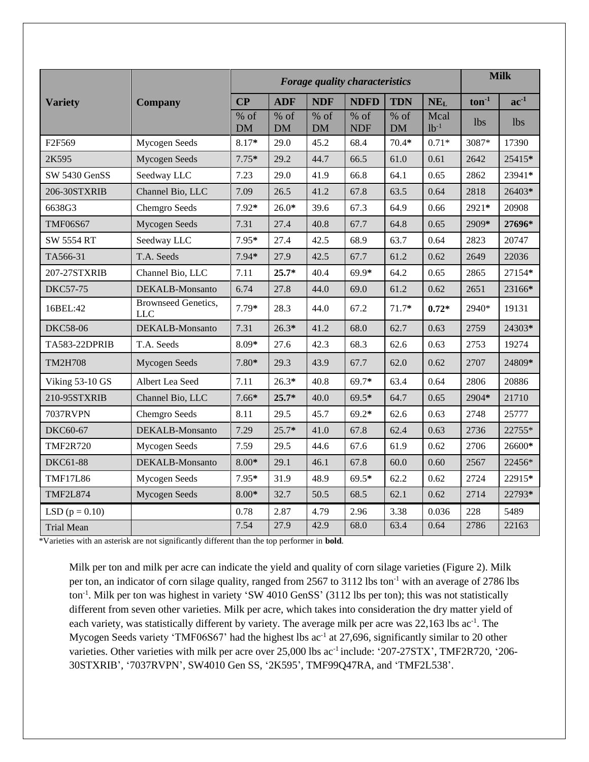| Variety | Company | *Forage quality characteristics* | | | | | | Milk | |
|---|---|---|---|---|---|---|---|---|---|
| | | CP | ADF | NDF | NDFD | TDN | $NE_L$ | $ton^{-1}$ | $ac^{-1}$ |
| | | % of DM | % of DM | % of DM | % of NDF | % of DM | Mcal $lb^{-1}$ | lbs | lbs |
| F2F569 | Mycogen Seeds | 8.17* | 29.0 | 45.2 | 68.4 | 70.4* | 0.71* | 3087* | 17390 |
| 2K595 | Mycogen Seeds | 7.75* | 29.2 | 44.7 | 66.5 | 61.0 | 0.61 | 2642 | 25415* |
| SW 5430 GenSS | Seedway LLC | 7.23 | 29.0 | 41.9 | 66.8 | 64.1 | 0.65 | 2862 | 23941* |
| 206-30STXRIB | Channel Bio, LLC | 7.09 | 26.5 | 41.2 | 67.8 | 63.5 | 0.64 | 2818 | 26403* |
| 6638G3 | Chemgro Seeds | 7.92* | 26.0* | 39.6 | 67.3 | 64.9 | 0.66 | 2921* | 20908 |
| TMF06S67 | Mycogen Seeds | 7.31 | 27.4 | 40.8 | 67.7 | 64.8 | 0.65 | 2909* | **27696*** |
| SW 5554 RT | Seedway LLC | 7.95* | 27.4 | 42.5 | 68.9 | 63.7 | 0.64 | 2823 | 20747 |
| TA566-31 | T.A. Seeds | 7.94* | 27.9 | 42.5 | 67.7 | 61.2 | 0.62 | 2649 | 22036 |
| 207-27STXRIB | Channel Bio, LLC | 7.11 | **25.7*** | 40.4 | 69.9* | 64.2 | 0.65 | 2865 | 27154* |
| DKC57-75 | DEKALB-Monsanto | 6.74 | 27.8 | 44.0 | 69.0 | 61.2 | 0.62 | 2651 | 23166* |
| 16BEL:42 | Brownseed Genetics, LLC | 7.79* | 28.3 | 44.0 | 67.2 | 71.7* | **0.72*** | 2940* | 19131 |
| DKC58-06 | DEKALB-Monsanto | 7.31 | 26.3* | 41.2 | 68.0 | 62.7 | 0.63 | 2759 | 24303* |
| TA583-22DPRIB | T.A. Seeds | 8.09* | 27.6 | 42.3 | 68.3 | 62.6 | 0.63 | 2753 | 19274 |
| TM2H708 | Mycogen Seeds | 7.80* | 29.3 | 43.9 | 67.7 | 62.0 | 0.62 | 2707 | 24809* |
| Viking 53-10 GS | Albert Lea Seed | 7.11 | 26.3* | 40.8 | 69.7* | 63.4 | 0.64 | 2806 | 20886 |
| 210-95STXRIB | Channel Bio, LLC | 7.66* | **25.7*** | 40.0 | 69.5* | 64.7 | 0.65 | 2904* | 21710 |
| 7037RVPN | Chemgro Seeds | 8.11 | 29.5 | 45.7 | 69.2* | 62.6 | 0.63 | 2748 | 25777 |
| DKC60-67 | DEKALB-Monsanto | 7.29 | 25.7* | 41.0 | 67.8 | 62.4 | 0.63 | 2736 | 22755* |
| TMF2R720 | Mycogen Seeds | 7.59 | 29.5 | 44.6 | 67.6 | 61.9 | 0.62 | 2706 | 26600* |
| DKC61-88 | DEKALB-Monsanto | 8.00* | 29.1 | 46.1 | 67.8 | 60.0 | 0.60 | 2567 | 22456* |
| TMF17L86 | Mycogen Seeds | 7.95* | 31.9 | 48.9 | 69.5* | 62.2 | 0.62 | 2724 | 22915* |
| TMF2L874 | Mycogen Seeds | 8.00* | 32.7 | 50.5 | 68.5 | 62.1 | 0.62 | 2714 | 22793* |
| LSD (p = 0.10) | | 0.78 | 2.87 | 4.79 | 2.96 | 3.38 | 0.036 | 228 | 5489 |
| Trial Mean | | 7.54 | 27.9 | 42.9 | 68.0 | 63.4 | 0.64 | 2786 | 22163 |

*Varieties with an asterisk are not significantly different than the top performer in **bold**.

Milk per ton and milk per acre can indicate the yield and quality of corn silage varieties (Figure 2). Milk per ton, an indicator of corn silage quality, ranged from 2567 to 3112 lbs $ton^{-1}$ with an average of 2786 lbs $ton^{-1}$. Milk per ton was highest in variety 'SW 4010 GenSS' (3112 lbs per ton); this was not statistically different from seven other varieties. Milk per acre, which takes into consideration the dry matter yield of each variety, was statistically different by variety. The average milk per acre was 22,163 lbs $ac^{-1}$. The Mycogen Seeds variety 'TMF06S67' had the highest lbs $ac^{-1}$ at 27,696, significantly similar to 20 other varieties. Other varieties with milk per acre over 25,000 lbs $ac^{-1}$ include: '207-27STX', TMF2R720, '206-30STXRIB', '7037RVPN', SW4010 Gen SS, '2K595', TMF99Q47RA, and 'TMF2L538'.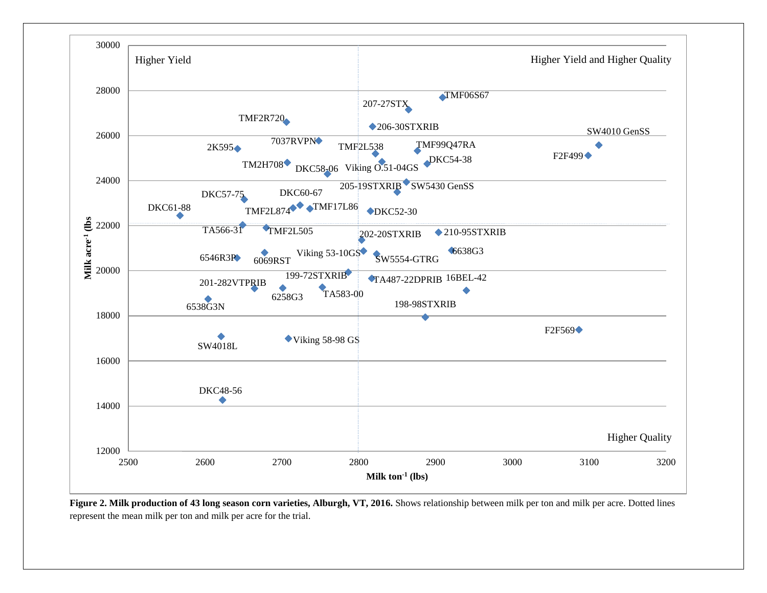**Figure 2. Milk production of 43 long season corn varieties, Alburgh, VT, 2016.** Shows relationship between milk per ton and milk per acre. Dotted lines represent the mean milk per ton and milk per acre for the trial.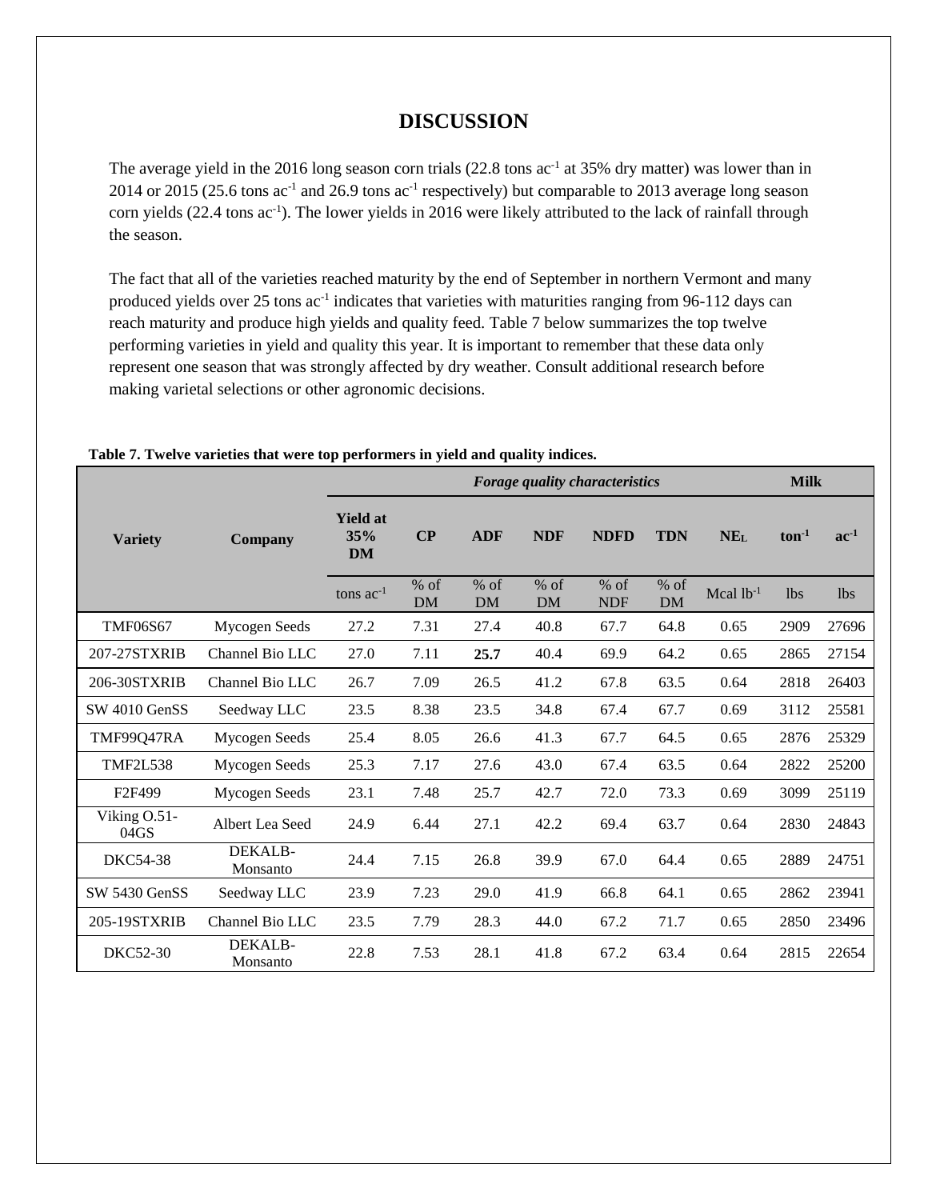# DISCUSSION

The average yield in the 2016 long season corn trials (22.8 tons $ac^{-1}$ at 35% dry matter) was lower than in 2014 or 2015 (25.6 tons $ac^{-1}$ and 26.9 tons $ac^{-1}$ respectively) but comparable to 2013 average long season corn yields (22.4 tons $ac^{-1}$). The lower yields in 2016 were likely attributed to the lack of rainfall through the season.

The fact that all of the varieties reached maturity by the end of September in northern Vermont and many produced yields over 25 tons $ac^{-1}$ indicates that varieties with maturities ranging from 96-112 days can reach maturity and produce high yields and quality feed. Table 7 below summarizes the top twelve performing varieties in yield and quality this year. It is important to remember that these data only represent one season that was strongly affected by dry weather. Consult additional research before making varietal selections or other agronomic decisions.

**Table 7. Twelve varieties that were top performers in yield and quality indices.**

| Variety | Company | | *Forage quality characteristics* | | | | | | Milk | |
|---|---|---|---|---|---|---|---|---|---|---|
| | | Yield at 35% DM | CP | ADF | NDF | NDFD | TDN | $NE_L$ | $ton^{-1}$ | $ac^{-1}$ |
| | | tons $ac^{-1}$ | % of DM | % of DM | % of DM | % of NDF | % of DM | Mcal $lb^{-1}$ | lbs | lbs |
| TMF06S67 | Mycogen Seeds | 27.2 | 7.31 | 27.4 | 40.8 | 67.7 | 64.8 | 0.65 | 2909 | 27696 |
| 207-27STXRIB | Channel Bio LLC | 27.0 | 7.11 | **25.7** | 40.4 | 69.9 | 64.2 | 0.65 | 2865 | 27154 |
| 206-30STXRIB | Channel Bio LLC | 26.7 | 7.09 | 26.5 | 41.2 | 67.8 | 63.5 | 0.64 | 2818 | 26403 |
| SW 4010 GenSS | Seedway LLC | 23.5 | 8.38 | 23.5 | 34.8 | 67.4 | 67.7 | 0.69 | 3112 | 25581 |
| TMF99Q47RA | Mycogen Seeds | 25.4 | 8.05 | 26.6 | 41.3 | 67.7 | 64.5 | 0.65 | 2876 | 25329 |
| TMF2L538 | Mycogen Seeds | 25.3 | 7.17 | 27.6 | 43.0 | 67.4 | 63.5 | 0.64 | 2822 | 25200 |
| F2F499 | Mycogen Seeds | 23.1 | 7.48 | 25.7 | 42.7 | 72.0 | 73.3 | 0.69 | 3099 | 25119 |
| Viking O.51-04GS | Albert Lea Seed | 24.9 | 6.44 | 27.1 | 42.2 | 69.4 | 63.7 | 0.64 | 2830 | 24843 |
| DKC54-38 | DEKALB-Monsanto | 24.4 | 7.15 | 26.8 | 39.9 | 67.0 | 64.4 | 0.65 | 2889 | 24751 |
| SW 5430 GenSS | Seedway LLC | 23.9 | 7.23 | 29.0 | 41.9 | 66.8 | 64.1 | 0.65 | 2862 | 23941 |
| 205-19STXRIB | Channel Bio LLC | 23.5 | 7.79 | 28.3 | 44.0 | 67.2 | 71.7 | 0.65 | 2850 | 23496 |
| DKC52-30 | DEKALB-Monsanto | 22.8 | 7.53 | 28.1 | 41.8 | 67.2 | 63.4 | 0.64 | 2815 | 22654 |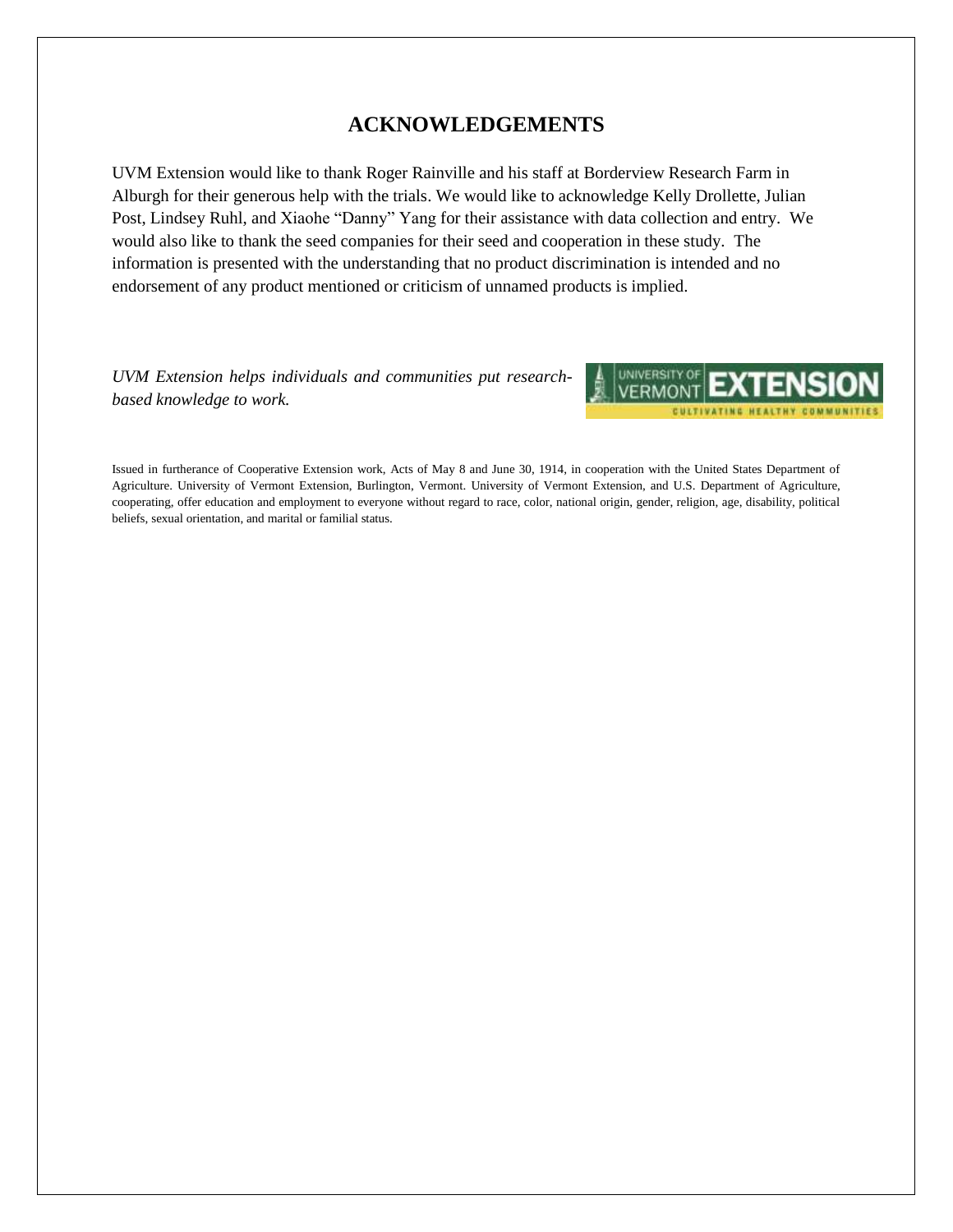## ACKNOWLEDGEMENTS

UVM Extension would like to thank Roger Rainville and his staff at Borderview Research Farm in Alburgh for their generous help with the trials. We would like to acknowledge Kelly Drollette, Julian Post, Lindsey Ruhl, and Xiaohe "Danny" Yang for their assistance with data collection and entry. We would also like to thank the seed companies for their seed and cooperation in these study. The information is presented with the understanding that no product discrimination is intended and no endorsement of any product mentioned or criticism of unnamed products is implied.

*UVM Extension helps individuals and communities put research-based knowledge to work.*

Issued in furtherance of Cooperative Extension work, Acts of May 8 and June 30, 1914, in cooperation with the United States Department of Agriculture. University of Vermont Extension, Burlington, Vermont. University of Vermont Extension, and U.S. Department of Agriculture, cooperating, offer education and employment to everyone without regard to race, color, national origin, gender, religion, age, disability, political beliefs, sexual orientation, and marital or familial status.